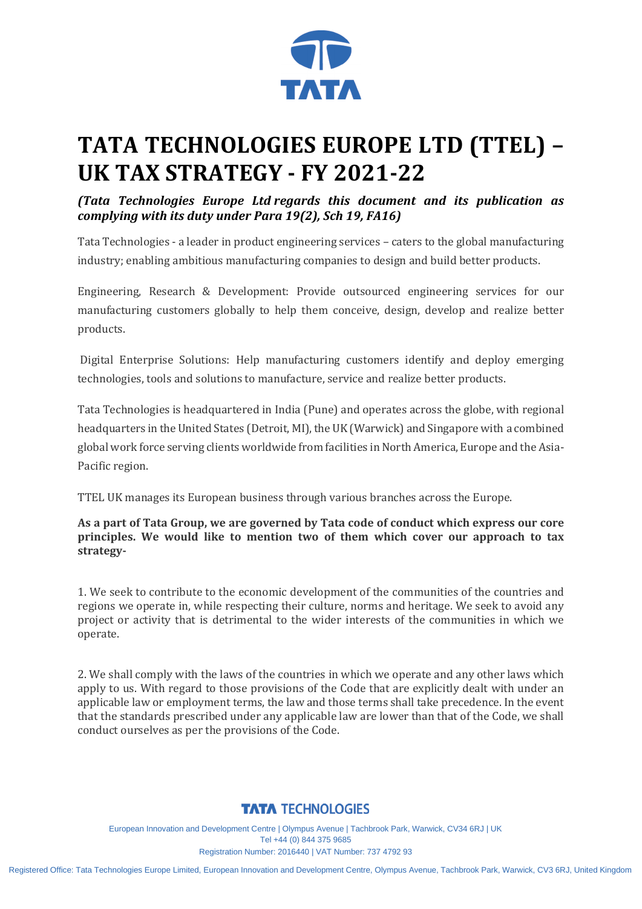# TATA TECHNOLOGIES EUROPE LTD (TTEL) – UK TAX STRATEGY - FY 2021-22

***(Tata Technologies Europe Ltd regards this document and its publication as complying with its duty under Para 19(2), Sch 19, FA16)***

Tata Technologies - a leader in product engineering services – caters to the global manufacturing industry; enabling ambitious manufacturing companies to design and build better products.

Engineering, Research & Development: Provide outsourced engineering services for our manufacturing customers globally to help them conceive, design, develop and realize better products.

Digital Enterprise Solutions: Help manufacturing customers identify and deploy emerging technologies, tools and solutions to manufacture, service and realize better products.

Tata Technologies is headquartered in India (Pune) and operates across the globe, with regional headquarters in the United States (Detroit, MI), the UK (Warwick) and Singapore with a combined global work force serving clients worldwide from facilities in North America, Europe and the Asia-Pacific region.

TTEL UK manages its European business through various branches across the Europe.

**As a part of Tata Group, we are governed by Tata code of conduct which express our core principles. We would like to mention two of them which cover our approach to tax strategy-**

1. We seek to contribute to the economic development of the communities of the countries and regions we operate in, while respecting their culture, norms and heritage. We seek to avoid any project or activity that is detrimental to the wider interests of the communities in which we operate.

2. We shall comply with the laws of the countries in which we operate and any other laws which apply to us. With regard to those provisions of the Code that are explicitly dealt with under an applicable law or employment terms, the law and those terms shall take precedence. In the event that the standards prescribed under any applicable law are lower than that of the Code, we shall conduct ourselves as per the provisions of the Code.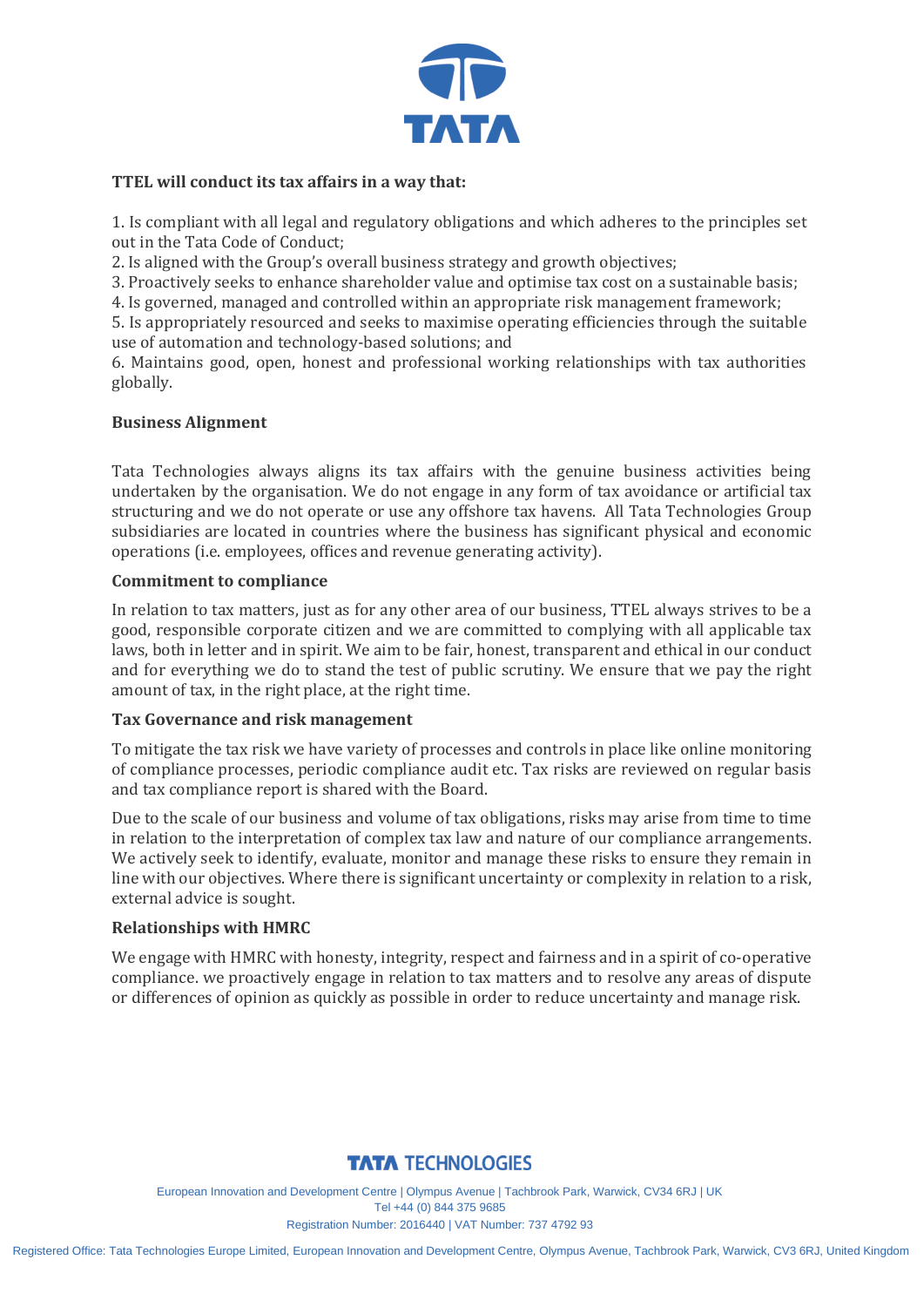**TTEL will conduct its tax affairs in a way that:**

1. Is compliant with all legal and regulatory obligations and which adheres to the principles set out in the Tata Code of Conduct;
2. Is aligned with the Group's overall business strategy and growth objectives;
3. Proactively seeks to enhance shareholder value and optimise tax cost on a sustainable basis;
4. Is governed, managed and controlled within an appropriate risk management framework;
5. Is appropriately resourced and seeks to maximise operating efficiencies through the suitable use of automation and technology-based solutions; and
6. Maintains good, open, honest and professional working relationships with tax authorities globally.

**Business Alignment**

Tata Technologies always aligns its tax affairs with the genuine business activities being undertaken by the organisation. We do not engage in any form of tax avoidance or artificial tax structuring and we do not operate or use any offshore tax havens. All Tata Technologies Group subsidiaries are located in countries where the business has significant physical and economic operations (i.e. employees, offices and revenue generating activity).

**Commitment to compliance**

In relation to tax matters, just as for any other area of our business, TTEL always strives to be a good, responsible corporate citizen and we are committed to complying with all applicable tax laws, both in letter and in spirit. We aim to be fair, honest, transparent and ethical in our conduct and for everything we do to stand the test of public scrutiny. We ensure that we pay the right amount of tax, in the right place, at the right time.

**Tax Governance and risk management**

To mitigate the tax risk we have variety of processes and controls in place like online monitoring of compliance processes, periodic compliance audit etc. Tax risks are reviewed on regular basis and tax compliance report is shared with the Board.

Due to the scale of our business and volume of tax obligations, risks may arise from time to time in relation to the interpretation of complex tax law and nature of our compliance arrangements. We actively seek to identify, evaluate, monitor and manage these risks to ensure they remain in line with our objectives. Where there is significant uncertainty or complexity in relation to a risk, external advice is sought.

**Relationships with HMRC**

We engage with HMRC with honesty, integrity, respect and fairness and in a spirit of co-operative compliance. we proactively engage in relation to tax matters and to resolve any areas of dispute or differences of opinion as quickly as possible in order to reduce uncertainty and manage risk.